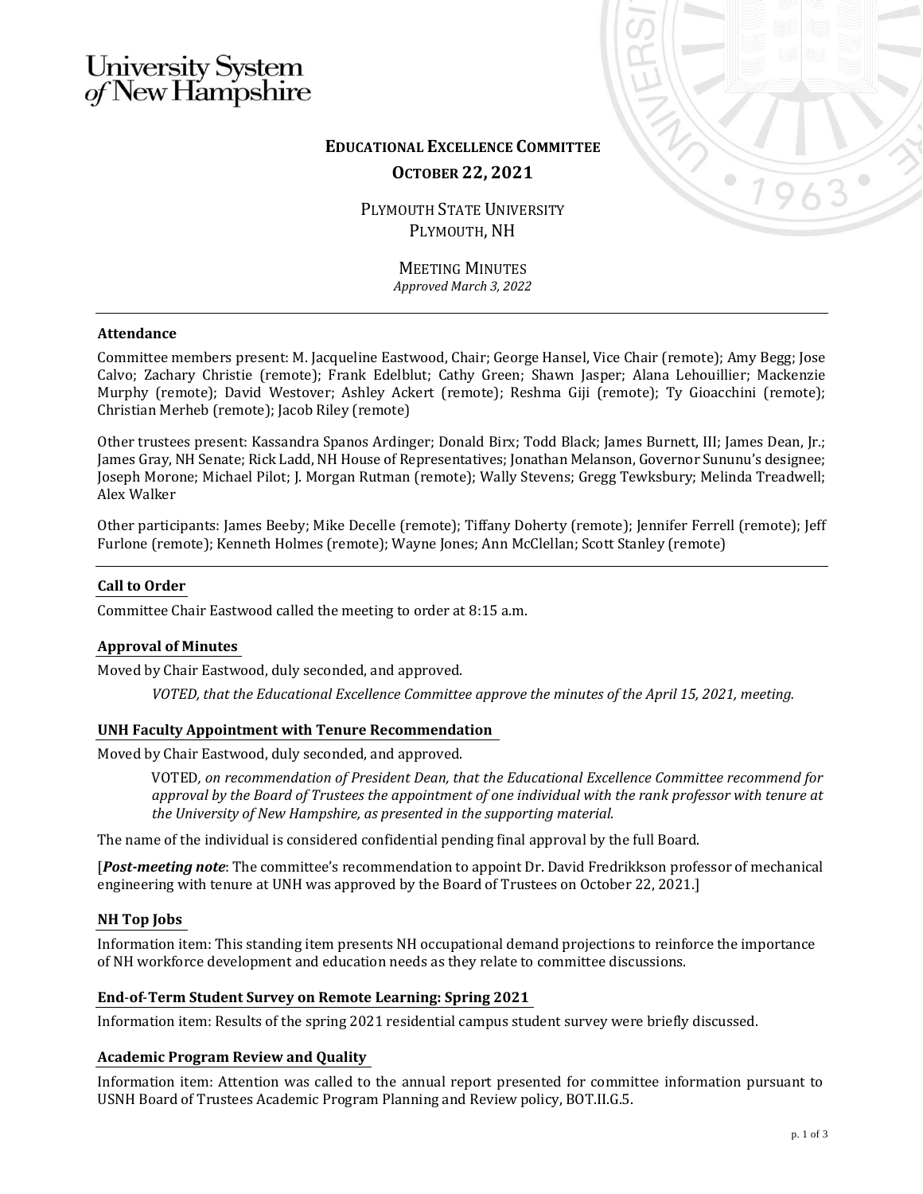University System of New Hampshire

# EDUCATIONAL EXCELLENCE COMMITTEE

## OCTOBER 22, 2021

PLYMOUTH STATE UNIVERSITY
PLYMOUTH, NH

MEETING MINUTES
*Approved March 3, 2022*

---

**Attendance**

Committee members present: M. Jacqueline Eastwood, Chair; George Hansel, Vice Chair (remote); Amy Begg; Jose Calvo; Zachary Christie (remote); Frank Edelblut; Cathy Green; Shawn Jasper; Alana Lehouillier; Mackenzie Murphy (remote); David Westover; Ashley Ackert (remote); Reshma Giji (remote); Ty Gioacchini (remote); Christian Merheb (remote); Jacob Riley (remote)

Other trustees present: Kassandra Spanos Ardinger; Donald Birx; Todd Black; James Burnett, III; James Dean, Jr.; James Gray, NH Senate; Rick Ladd, NH House of Representatives; Jonathan Melanson, Governor Sununu's designee; Joseph Morone; Michael Pilot; J. Morgan Rutman (remote); Wally Stevens; Gregg Tewksbury; Melinda Treadwell; Alex Walker

Other participants: James Beeby; Mike Decelle (remote); Tiffany Doherty (remote); Jennifer Ferrell (remote); Jeff Furlone (remote); Kenneth Holmes (remote); Wayne Jones; Ann McClellan; Scott Stanley (remote)

---

### Call to Order

Committee Chair Eastwood called the meeting to order at 8:15 a.m.

### Approval of Minutes

Moved by Chair Eastwood, duly seconded, and approved.

> *VOTED, that the Educational Excellence Committee approve the minutes of the April 15, 2021, meeting.*

### UNH Faculty Appointment with Tenure Recommendation

Moved by Chair Eastwood, duly seconded, and approved.

> VOTED*, on recommendation of President Dean, that the Educational Excellence Committee recommend for approval by the Board of Trustees the appointment of one individual with the rank professor with tenure at the University of New Hampshire, as presented in the supporting material.*

The name of the individual is considered confidential pending final approval by the full Board.

[***Post-meeting note***: The committee's recommendation to appoint Dr. David Fredrikkson professor of mechanical engineering with tenure at UNH was approved by the Board of Trustees on October 22, 2021.]

### NH Top Jobs

Information item: This standing item presents NH occupational demand projections to reinforce the importance of NH workforce development and education needs as they relate to committee discussions.

### End-of-Term Student Survey on Remote Learning: Spring 2021

Information item: Results of the spring 2021 residential campus student survey were briefly discussed.

### Academic Program Review and Quality

Information item: Attention was called to the annual report presented for committee information pursuant to USNH Board of Trustees Academic Program Planning and Review policy, BOT.II.G.5.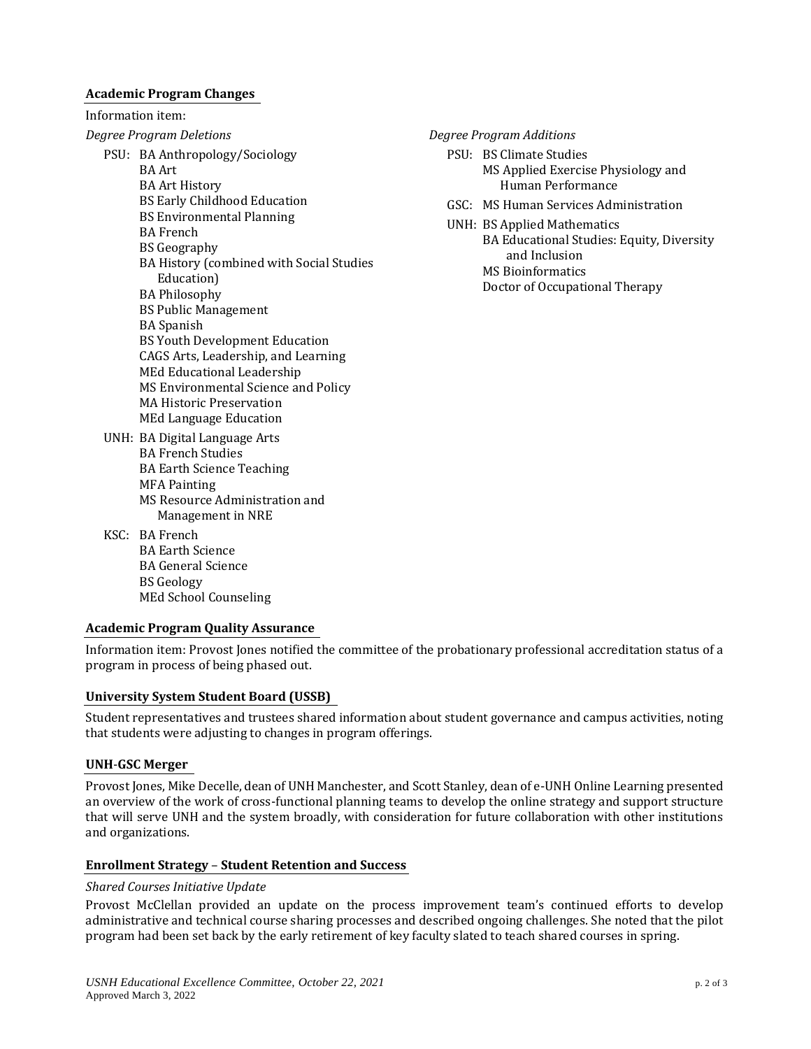**Academic Program Changes**

Information item:

*Degree Program Deletions*

- PSU:
  - BA Anthropology/Sociology
  - BA Art
  - BA Art History
  - BS Early Childhood Education
  - BS Environmental Planning
  - BA French
  - BS Geography
  - BA History (combined with Social Studies Education)
  - BA Philosophy
  - BS Public Management
  - BA Spanish
  - BS Youth Development Education
  - CAGS Arts, Leadership, and Learning
  - MEd Educational Leadership
  - MS Environmental Science and Policy
  - MA Historic Preservation
  - MEd Language Education
- UNH:
  - BA Digital Language Arts
  - BA French Studies
  - BA Earth Science Teaching
  - MFA Painting
  - MS Resource Administration and Management in NRE
- KSC:
  - BA French
  - BA Earth Science
  - BA General Science
  - BS Geology
  - MEd School Counseling

*Degree Program Additions*

- PSU:
  - BS Climate Studies
  - MS Applied Exercise Physiology and Human Performance
- GSC:
  - MS Human Services Administration
- UNH:
  - BS Applied Mathematics
  - BA Educational Studies: Equity, Diversity and Inclusion
  - MS Bioinformatics
  - Doctor of Occupational Therapy

**Academic Program Quality Assurance**

Information item: Provost Jones notified the committee of the probationary professional accreditation status of a program in process of being phased out.

**University System Student Board (USSB)**

Student representatives and trustees shared information about student governance and campus activities, noting that students were adjusting to changes in program offerings.

**UNH-GSC Merger**

Provost Jones, Mike Decelle, dean of UNH Manchester, and Scott Stanley, dean of e-UNH Online Learning presented an overview of the work of cross-functional planning teams to develop the online strategy and support structure that will serve UNH and the system broadly, with consideration for future collaboration with other institutions and organizations.

**Enrollment Strategy – Student Retention and Success**

*Shared Courses Initiative Update*

Provost McClellan provided an update on the process improvement team's continued efforts to develop administrative and technical course sharing processes and described ongoing challenges. She noted that the pilot program had been set back by the early retirement of key faculty slated to teach shared courses in spring.

*USNH Educational Excellence Committee, October 22, 2021*
Approved March 3, 2022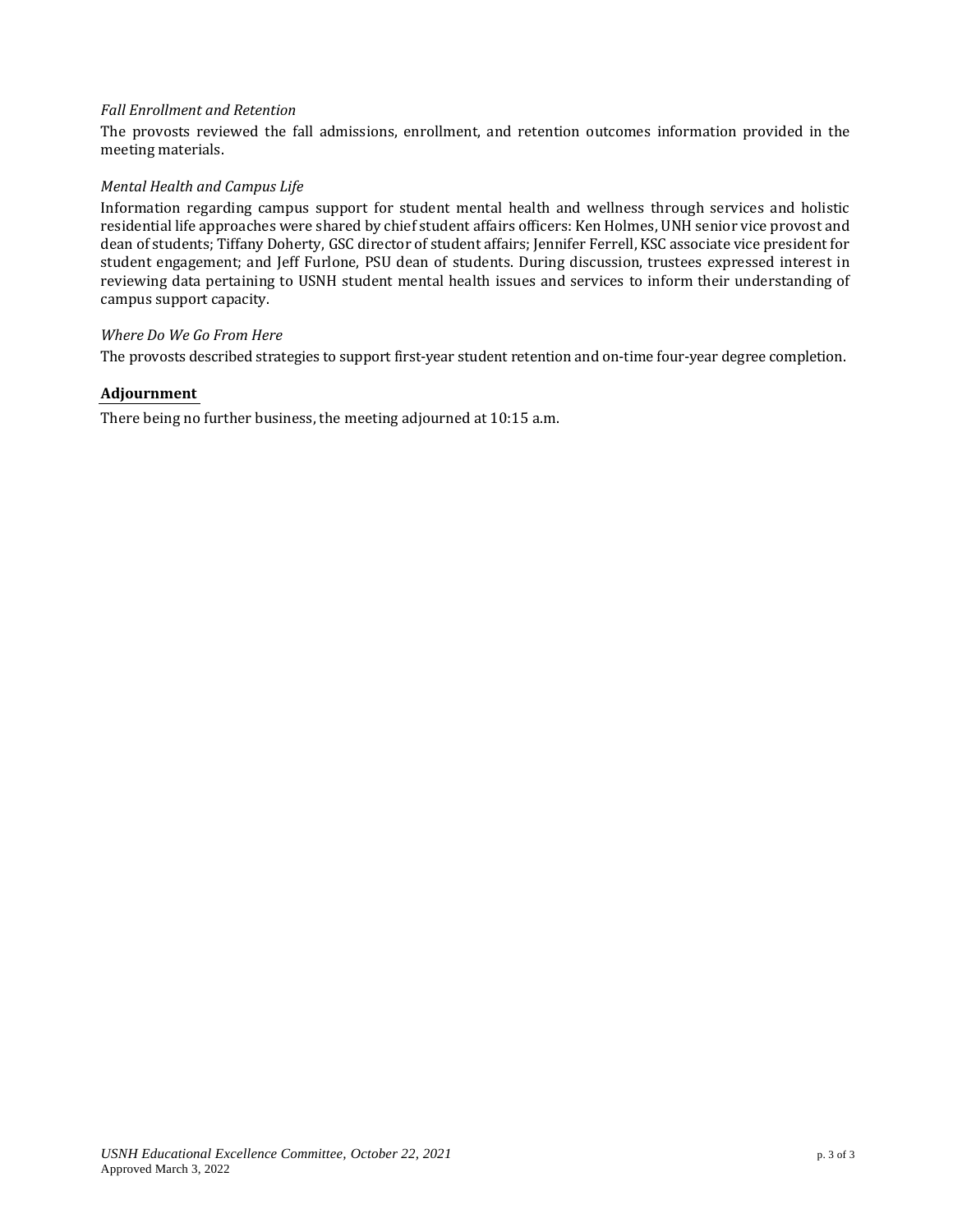*Fall Enrollment and Retention*

The provosts reviewed the fall admissions, enrollment, and retention outcomes information provided in the meeting materials.

*Mental Health and Campus Life*

Information regarding campus support for student mental health and wellness through services and holistic residential life approaches were shared by chief student affairs officers: Ken Holmes, UNH senior vice provost and dean of students; Tiffany Doherty, GSC director of student affairs; Jennifer Ferrell, KSC associate vice president for student engagement; and Jeff Furlone, PSU dean of students. During discussion, trustees expressed interest in reviewing data pertaining to USNH student mental health issues and services to inform their understanding of campus support capacity.

*Where Do We Go From Here*

The provosts described strategies to support first-year student retention and on-time four-year degree completion.

**Adjournment**

There being no further business, the meeting adjourned at 10:15 a.m.

*USNH Educational Excellence Committee, October 22, 2021*
Approved March 3, 2022